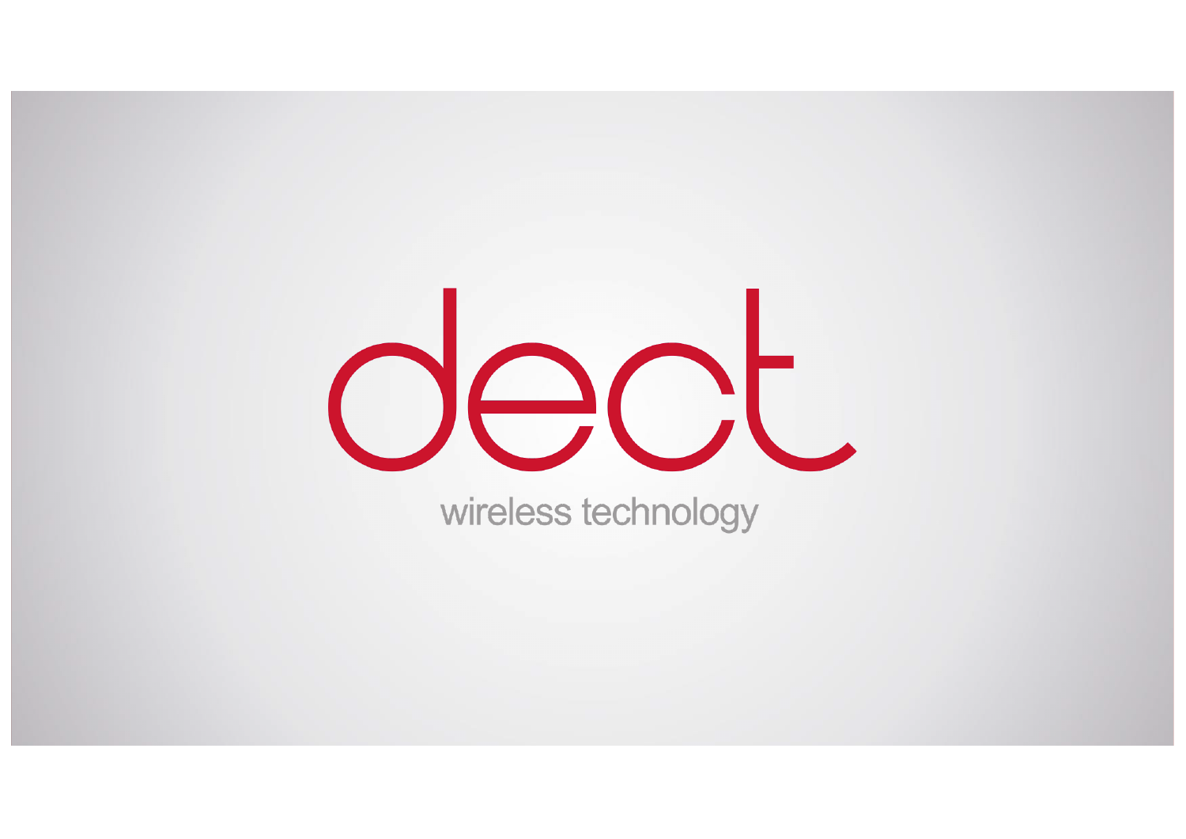# dect

wireless technology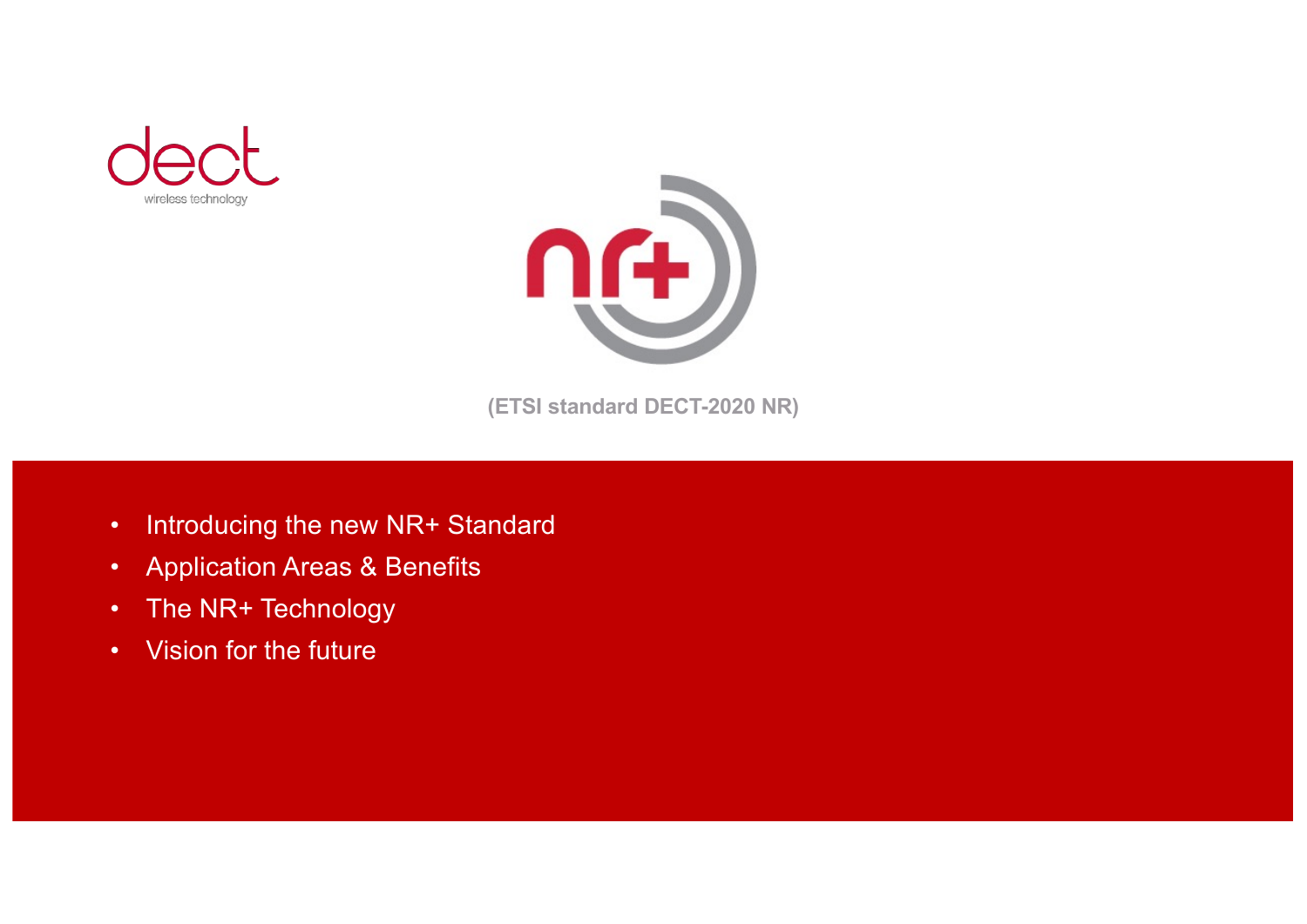dect

wireless technology

nr+

(ETSI standard DECT-2020 NR)

- Introducing the new NR+ Standard
- Application Areas & Benefits
- The NR+ Technology
- Vision for the future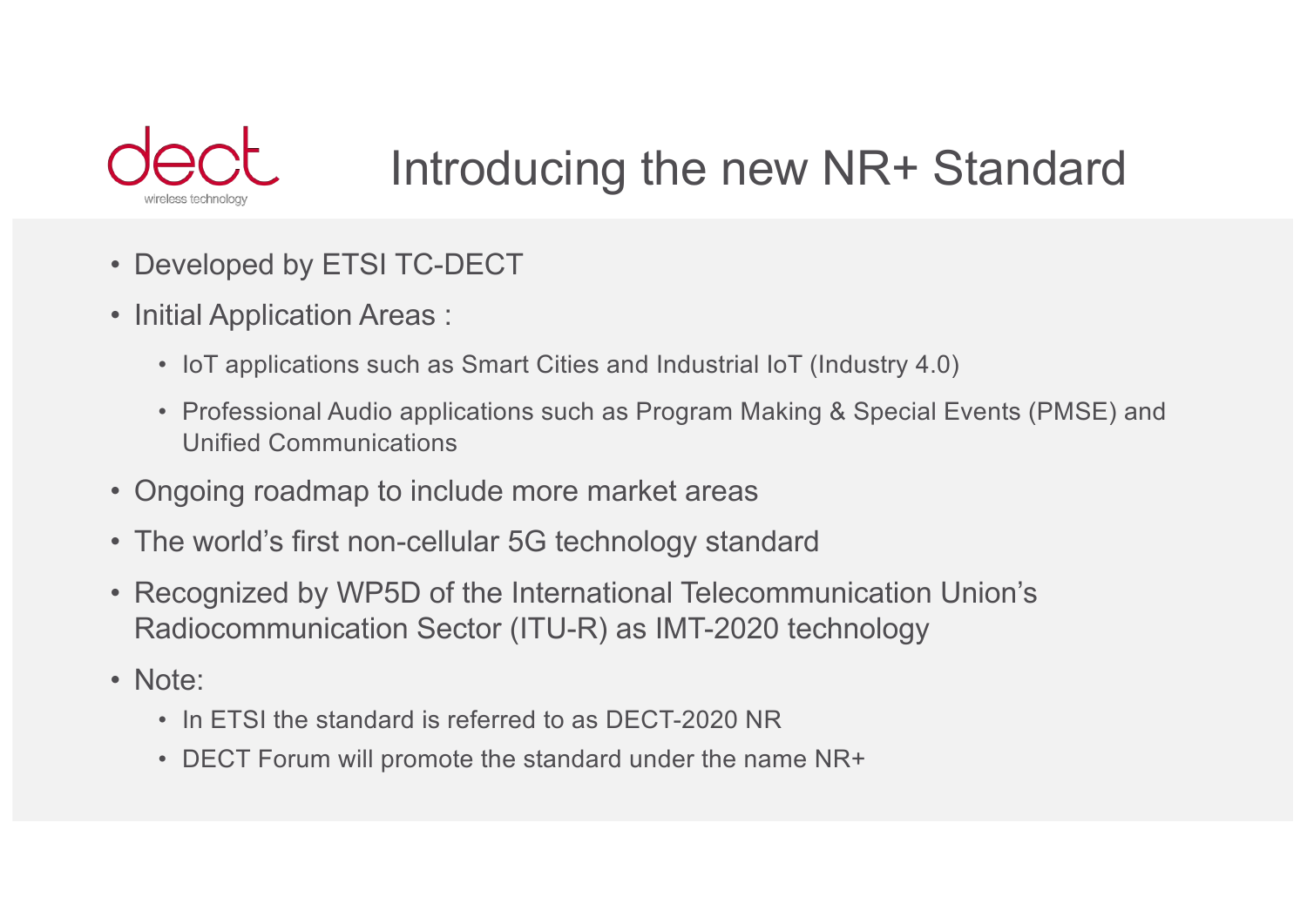# Introducing the new NR+ Standard

- Developed by ETSI TC-DECT
- Initial Application Areas :
  - IoT applications such as Smart Cities and Industrial IoT (Industry 4.0)
  - Professional Audio applications such as Program Making & Special Events (PMSE) and Unified Communications
- Ongoing roadmap to include more market areas
- The world's first non-cellular 5G technology standard
- Recognized by WP5D of the International Telecommunication Union's Radiocommunication Sector (ITU-R) as IMT-2020 technology
- Note:
  - In ETSI the standard is referred to as DECT-2020 NR
  - DECT Forum will promote the standard under the name NR+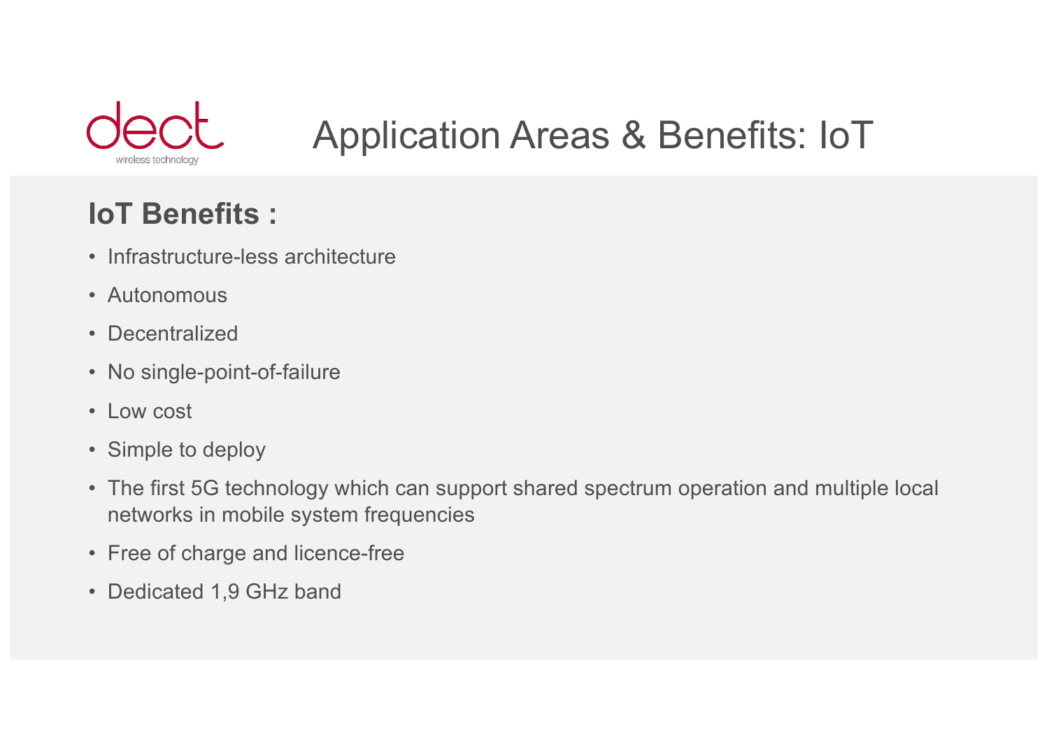# Application Areas & Benefits: IoT

## IoT Benefits :

- Infrastructure-less architecture
- Autonomous
- Decentralized
- No single-point-of-failure
- Low cost
- Simple to deploy
- The first 5G technology which can support shared spectrum operation and multiple local networks in mobile system frequencies
- Free of charge and licence-free
- Dedicated 1,9 GHz band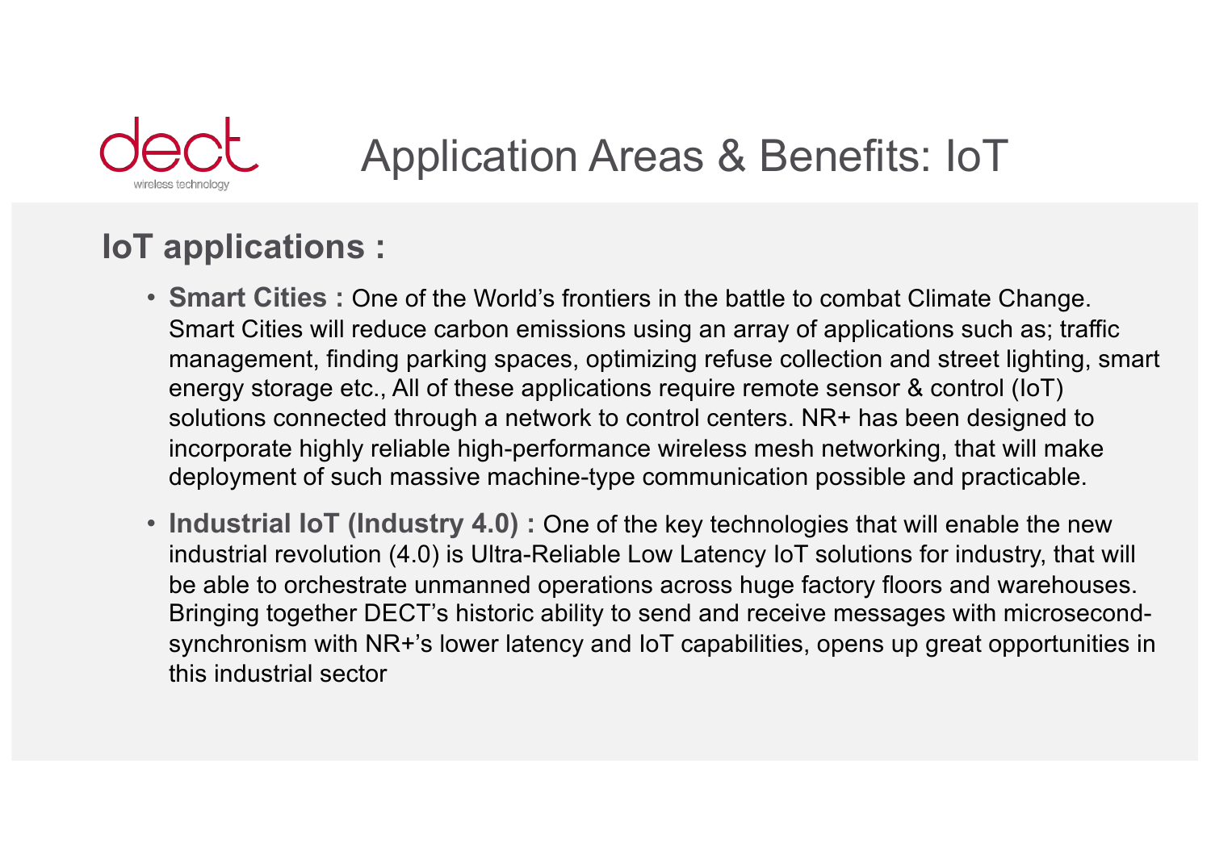# Application Areas & Benefits: IoT

## IoT applications :

- **Smart Cities :** One of the World's frontiers in the battle to combat Climate Change. Smart Cities will reduce carbon emissions using an array of applications such as; traffic management, finding parking spaces, optimizing refuse collection and street lighting, smart energy storage etc., All of these applications require remote sensor & control (IoT) solutions connected through a network to control centers. NR+ has been designed to incorporate highly reliable high-performance wireless mesh networking, that will make deployment of such massive machine-type communication possible and practicable.
- **Industrial IoT (Industry 4.0) :** One of the key technologies that will enable the new industrial revolution (4.0) is Ultra-Reliable Low Latency IoT solutions for industry, that will be able to orchestrate unmanned operations across huge factory floors and warehouses. Bringing together DECT's historic ability to send and receive messages with microsecond-synchronism with NR+'s lower latency and IoT capabilities, opens up great opportunities in this industrial sector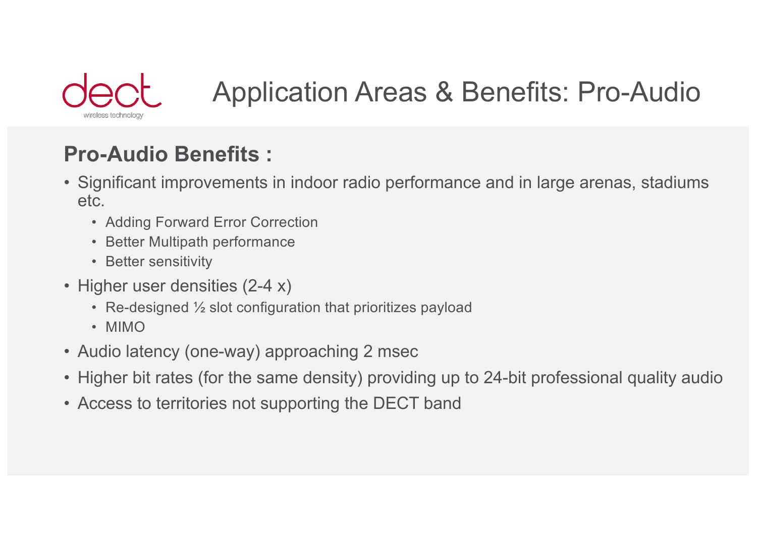# Application Areas & Benefits: Pro-Audio

## Pro-Audio Benefits :

- Significant improvements in indoor radio performance and in large arenas, stadiums etc.
  - Adding Forward Error Correction
  - Better Multipath performance
  - Better sensitivity
- Higher user densities (2-4 x)
  - Re-designed ½ slot configuration that prioritizes payload
  - MIMO
- Audio latency (one-way) approaching 2 msec
- Higher bit rates (for the same density) providing up to 24-bit professional quality audio
- Access to territories not supporting the DECT band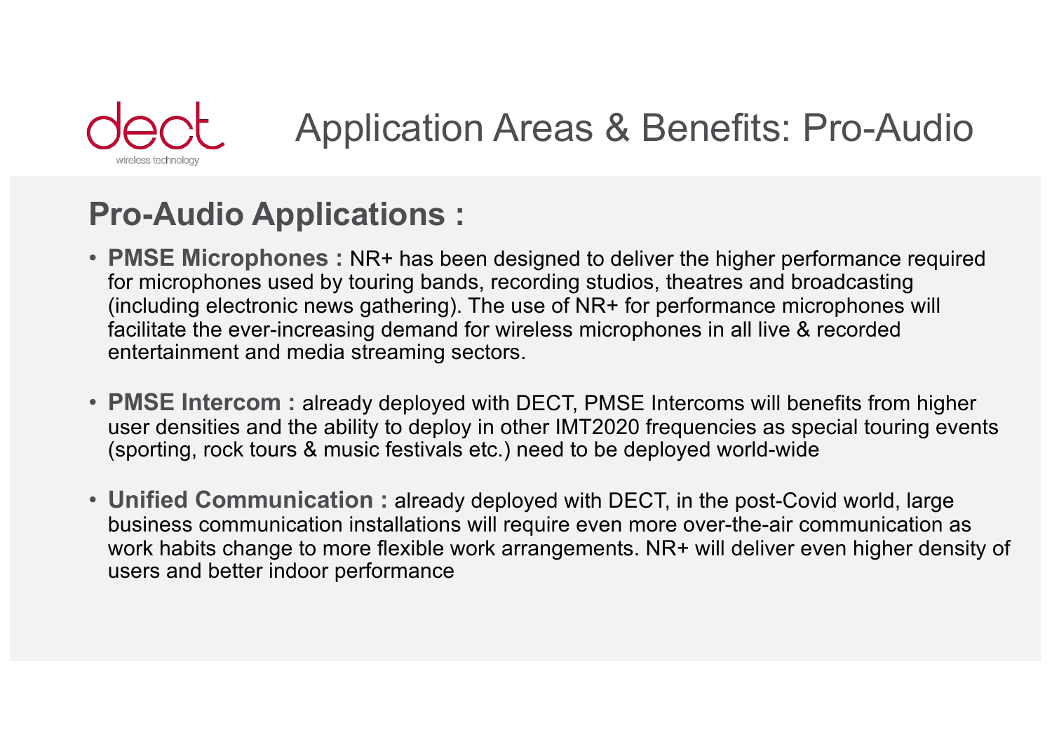# Application Areas & Benefits: Pro-Audio

## Pro-Audio Applications :

- **PMSE Microphones :** NR+ has been designed to deliver the higher performance required for microphones used by touring bands, recording studios, theatres and broadcasting (including electronic news gathering). The use of NR+ for performance microphones will facilitate the ever-increasing demand for wireless microphones in all live & recorded entertainment and media streaming sectors.

- **PMSE Intercom :** already deployed with DECT, PMSE Intercoms will benefits from higher user densities and the ability to deploy in other IMT2020 frequencies as special touring events (sporting, rock tours & music festivals etc.) need to be deployed world-wide

- **Unified Communication :** already deployed with DECT, in the post-Covid world, large business communication installations will require even more over-the-air communication as work habits change to more flexible work arrangements. NR+ will deliver even higher density of users and better indoor performance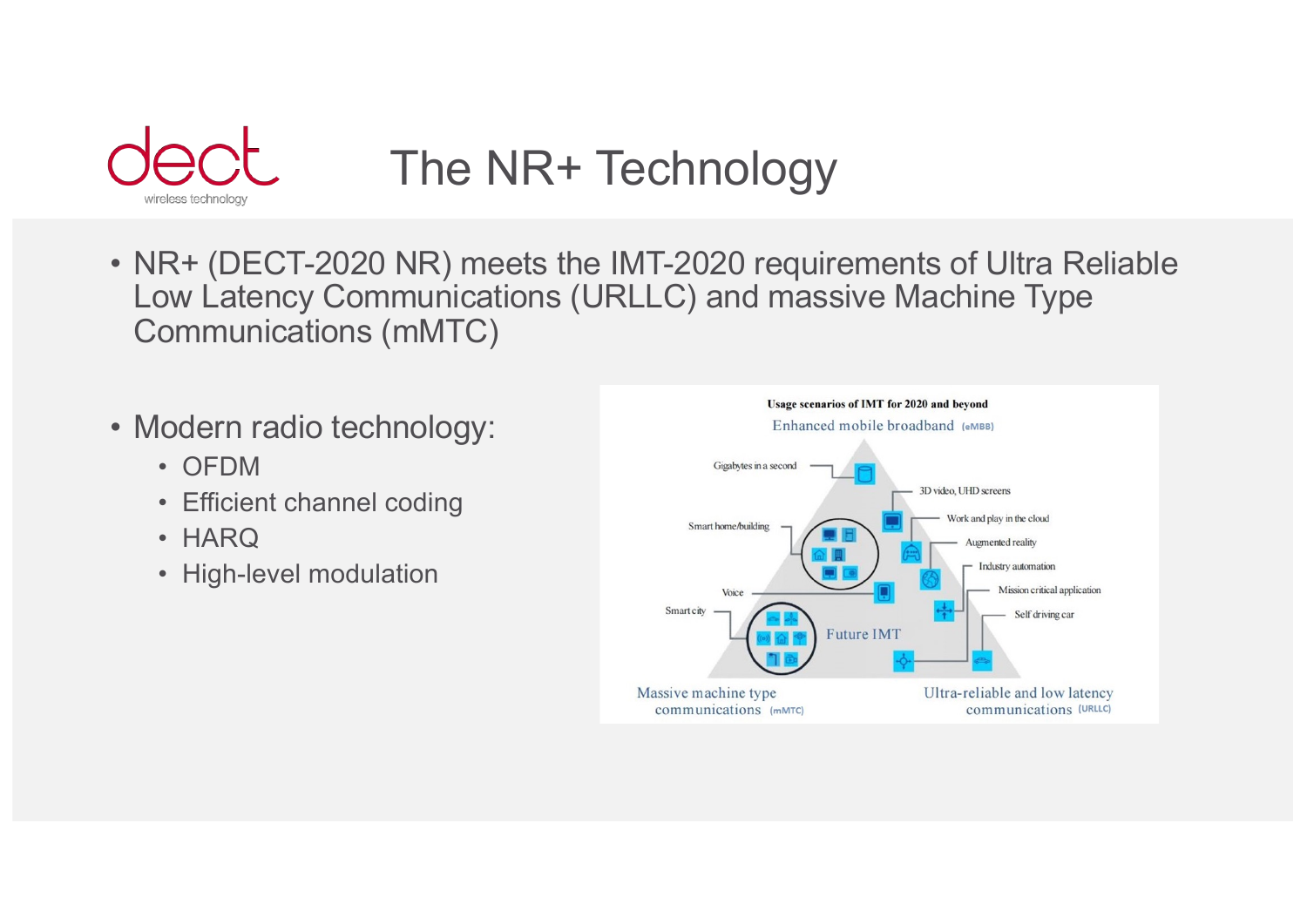# The NR+ Technology

- NR+ (DECT-2020 NR) meets the IMT-2020 requirements of Ultra Reliable Low Latency Communications (URLLC) and massive Machine Type Communications (mMTC)

- Modern radio technology:
  - OFDM
  - Efficient channel coding
  - HARQ
  - High-level modulation

**Usage scenarios of IMT for 2020 and beyond**

Enhanced mobile broadband (eMBB)

Gigabytes in a second

3D video, UHD screens

Work and play in the cloud

Smart home/building

Augmented reality

Industry automation

Mission critical application

Voice

Smart city

Self driving car

Future IMT

Massive machine type communications (mMTC)

Ultra-reliable and low latency communications (URLLC)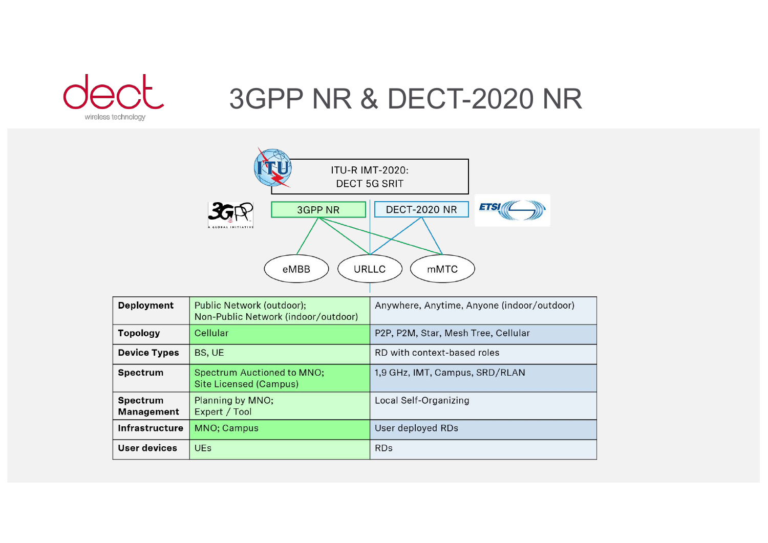# 3GPP NR & DECT-2020 NR

ITU-R IMT-2020:
DECT 5G SRIT

3GPP NR

DECT-2020 NR

eMBB

URLLC

mMTC

| | 3GPP NR | DECT-2020 NR |
|---|---|---|
| **Deployment** | Public Network (outdoor);<br>Non-Public Network (indoor/outdoor) | Anywhere, Anytime, Anyone (indoor/outdoor) |
| **Topology** | Cellular | P2P, P2M, Star, Mesh Tree, Cellular |
| **Device Types** | BS, UE | RD with context-based roles |
| **Spectrum** | Spectrum Auctioned to MNO;<br>Site Licensed (Campus) | 1,9 GHz, IMT, Campus, SRD/RLAN |
| **Spectrum Management** | Planning by MNO;<br>Expert / Tool | Local Self-Organizing |
| **Infrastructure** | MNO; Campus | User deployed RDs |
| **User devices** | UEs | RDs |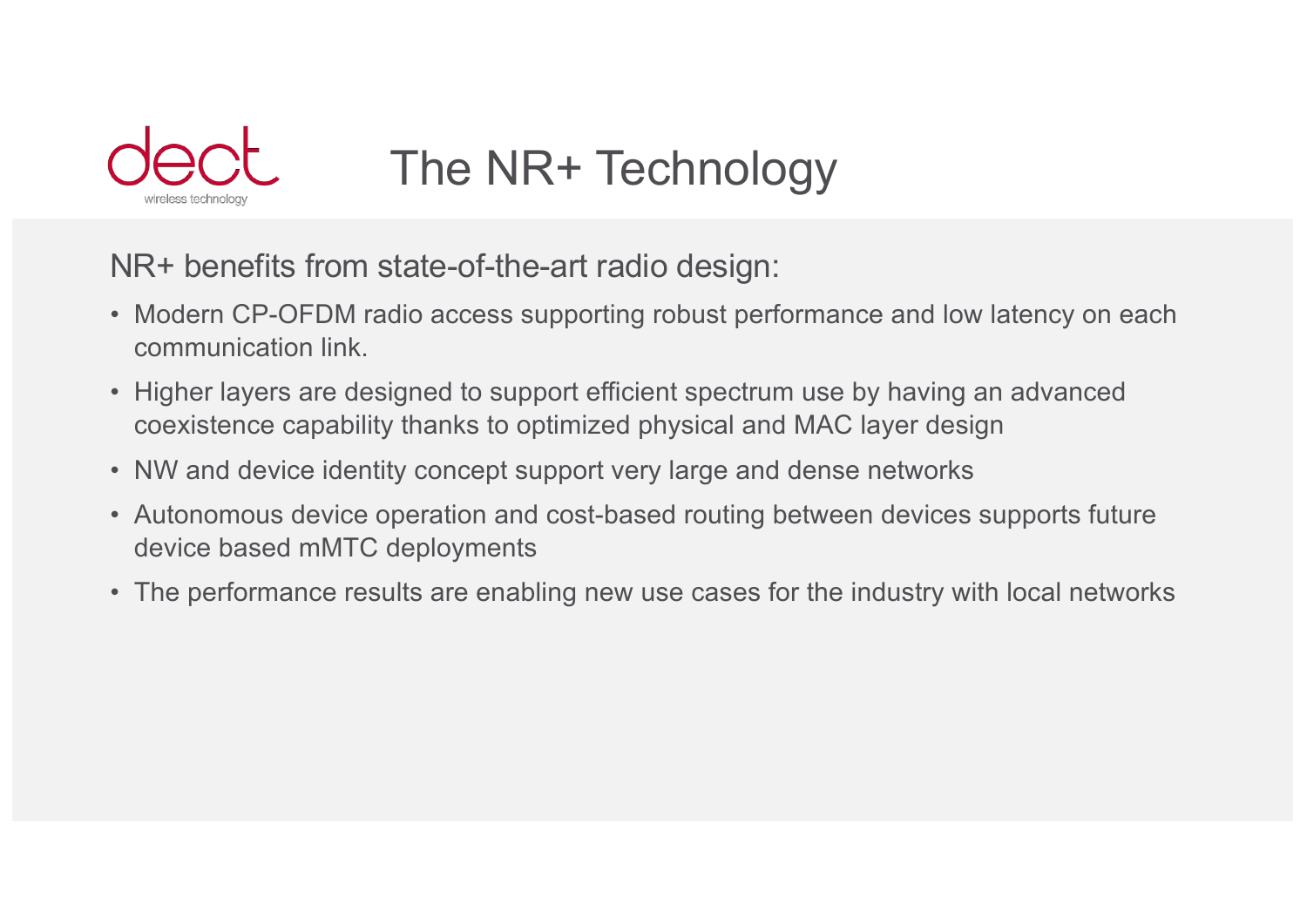# The NR+ Technology

NR+ benefits from state-of-the-art radio design:

- Modern CP-OFDM radio access supporting robust performance and low latency on each communication link.
- Higher layers are designed to support efficient spectrum use by having an advanced coexistence capability thanks to optimized physical and MAC layer design
- NW and device identity concept support very large and dense networks
- Autonomous device operation and cost-based routing between devices supports future device based mMTC deployments
- The performance results are enabling new use cases for the industry with local networks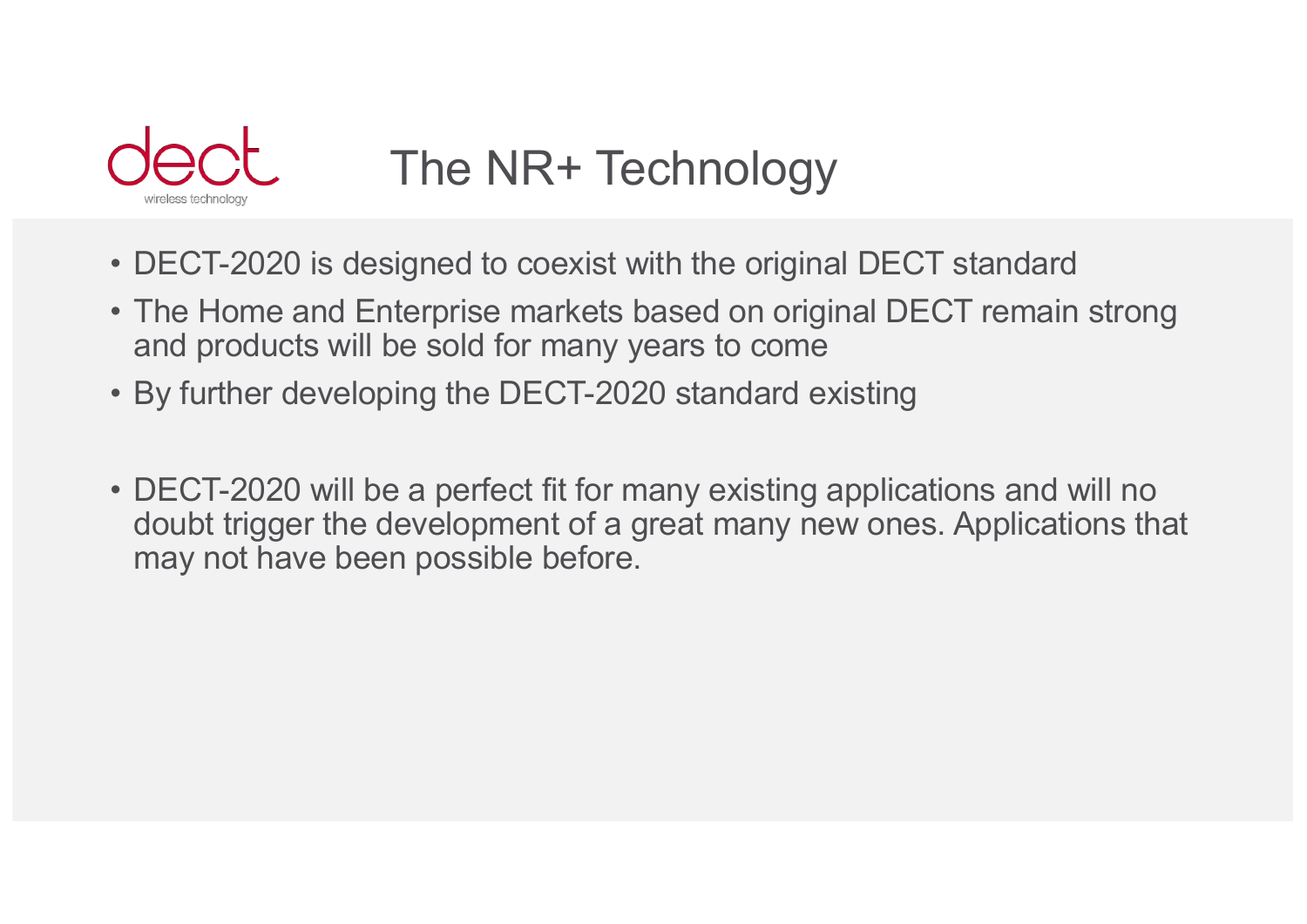# The NR+ Technology

- DECT-2020 is designed to coexist with the original DECT standard
- The Home and Enterprise markets based on original DECT remain strong and products will be sold for many years to come
- By further developing the DECT-2020 standard existing

- DECT-2020 will be a perfect fit for many existing applications and will no doubt trigger the development of a great many new ones. Applications that may not have been possible before.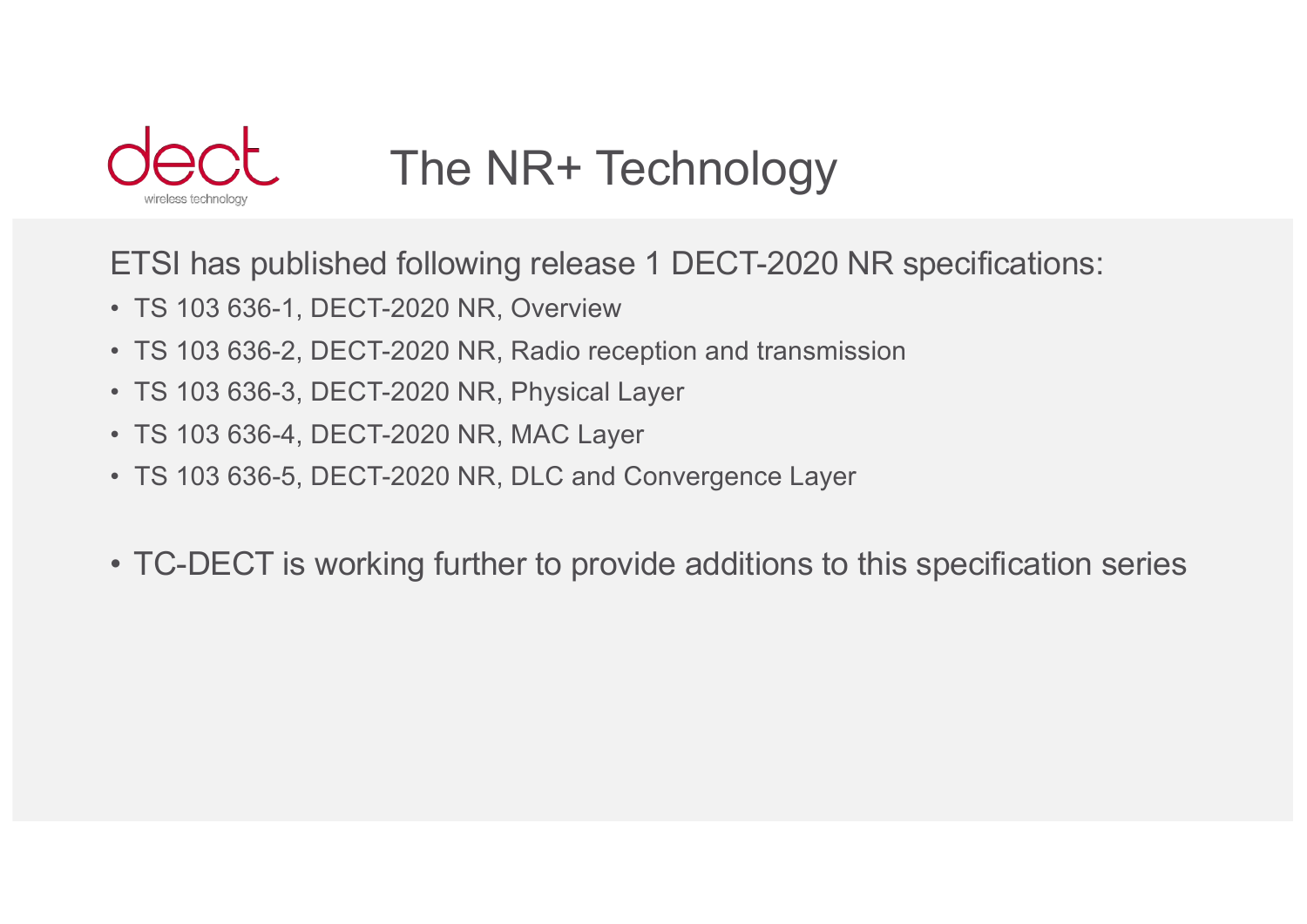# The NR+ Technology

ETSI has published following release 1 DECT-2020 NR specifications:

- TS 103 636-1, DECT-2020 NR, Overview
- TS 103 636-2, DECT-2020 NR, Radio reception and transmission
- TS 103 636-3, DECT-2020 NR, Physical Layer
- TS 103 636-4, DECT-2020 NR, MAC Layer
- TS 103 636-5, DECT-2020 NR, DLC and Convergence Layer

- TC-DECT is working further to provide additions to this specification series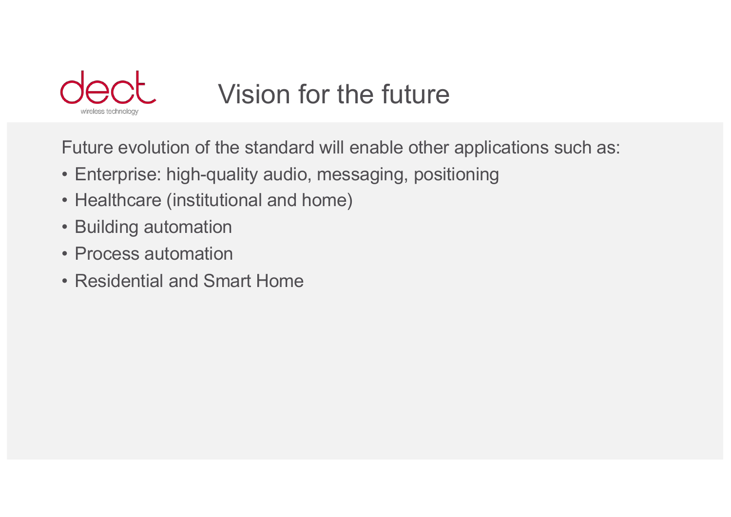# Vision for the future

Future evolution of the standard will enable other applications such as:

- Enterprise: high-quality audio, messaging, positioning
- Healthcare (institutional and home)
- Building automation
- Process automation
- Residential and Smart Home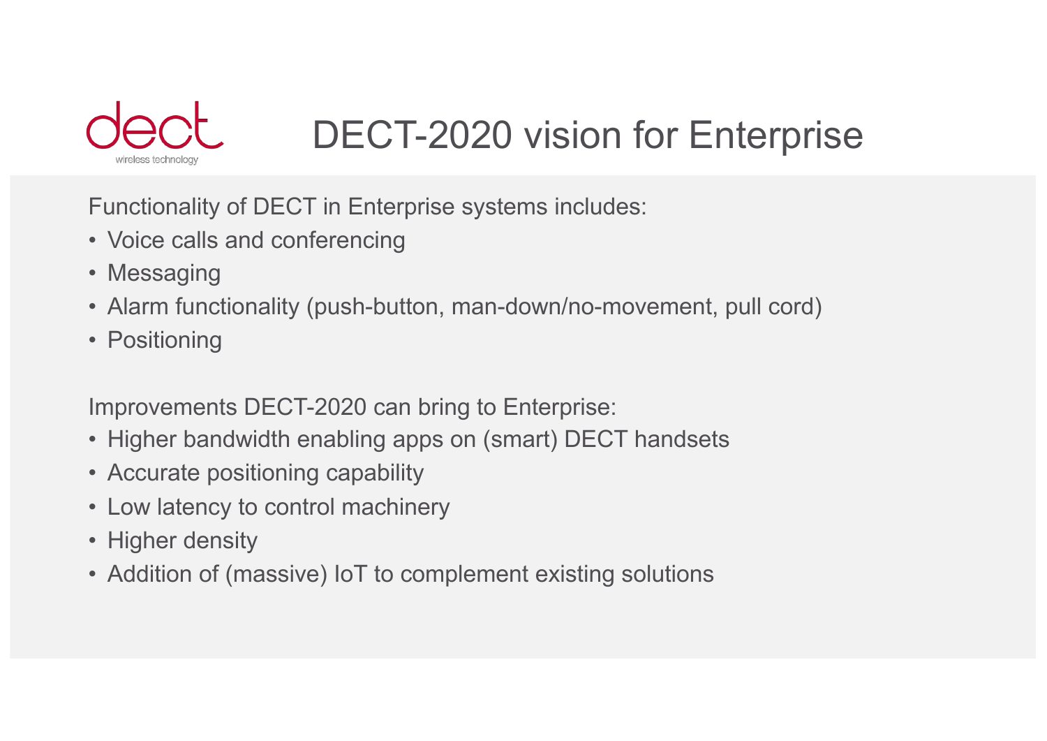# DECT-2020 vision for Enterprise

Functionality of DECT in Enterprise systems includes:

- Voice calls and conferencing
- Messaging
- Alarm functionality (push-button, man-down/no-movement, pull cord)
- Positioning

Improvements DECT-2020 can bring to Enterprise:

- Higher bandwidth enabling apps on (smart) DECT handsets
- Accurate positioning capability
- Low latency to control machinery
- Higher density
- Addition of (massive) IoT to complement existing solutions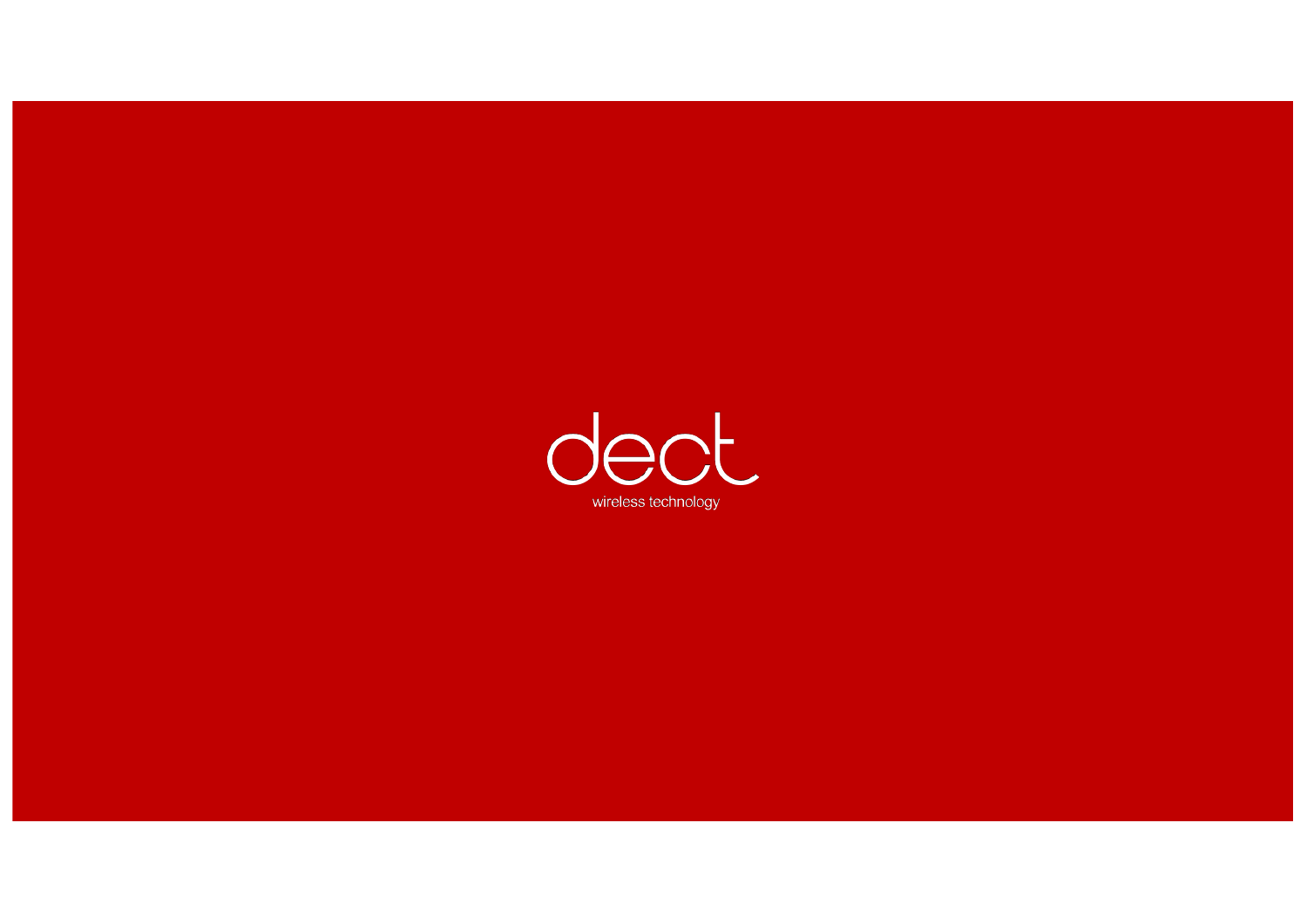dect

wireless technology